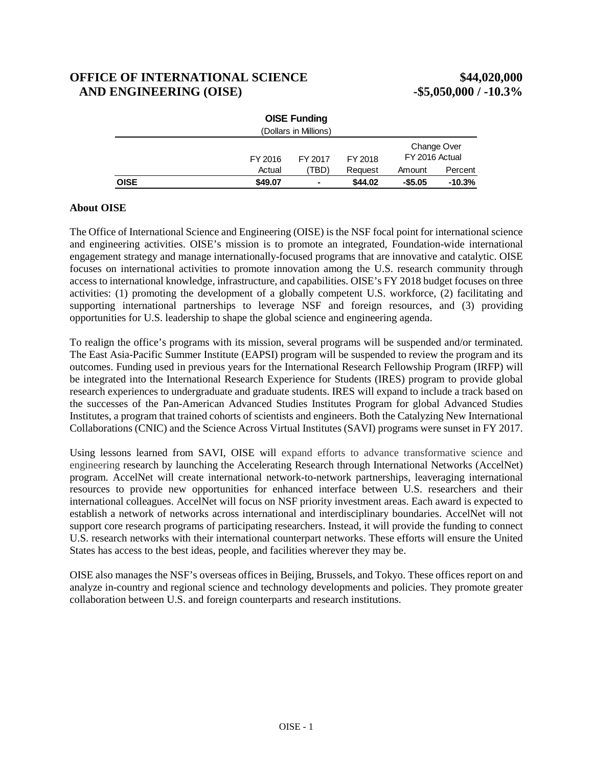# OFFICE OF INTERNATIONAL SCIENCE AND ENGINEERING (OISE) $44,020,000 -$5,050,000 / -10.3%

**OISE Funding**
(Dollars in Millions)

| | FY 2016 Actual | FY 2017 (TBD) | FY 2018 Request | Change Over FY 2016 Actual | |
|---|---|---|---|---|---|
| | | | | Amount | Percent |
| **OISE** | **$49.07** | **-** | **$44.02** | **-$5.05** | **-10.3%** |

**About OISE**

The Office of International Science and Engineering (OISE) is the NSF focal point for international science and engineering activities. OISE's mission is to promote an integrated, Foundation-wide international engagement strategy and manage internationally-focused programs that are innovative and catalytic. OISE focuses on international activities to promote innovation among the U.S. research community through access to international knowledge, infrastructure, and capabilities. OISE's FY 2018 budget focuses on three activities: (1) promoting the development of a globally competent U.S. workforce, (2) facilitating and supporting international partnerships to leverage NSF and foreign resources, and (3) providing opportunities for U.S. leadership to shape the global science and engineering agenda.

To realign the office's programs with its mission, several programs will be suspended and/or terminated. The East Asia-Pacific Summer Institute (EAPSI) program will be suspended to review the program and its outcomes. Funding used in previous years for the International Research Fellowship Program (IRFP) will be integrated into the International Research Experience for Students (IRES) program to provide global research experiences to undergraduate and graduate students. IRES will expand to include a track based on the successes of the Pan-American Advanced Studies Institutes Program for global Advanced Studies Institutes, a program that trained cohorts of scientists and engineers. Both the Catalyzing New International Collaborations (CNIC) and the Science Across Virtual Institutes (SAVI) programs were sunset in FY 2017.

Using lessons learned from SAVI, OISE will expand efforts to advance transformative science and engineering research by launching the Accelerating Research through International Networks (AccelNet) program. AccelNet will create international network-to-network partnerships, leaveraging international resources to provide new opportunities for enhanced interface between U.S. researchers and their international colleagues. AccelNet will focus on NSF priority investment areas. Each award is expected to establish a network of networks across international and interdisciplinary boundaries. AccelNet will not support core research programs of participating researchers. Instead, it will provide the funding to connect U.S. research networks with their international counterpart networks. These efforts will ensure the United States has access to the best ideas, people, and facilities wherever they may be.

OISE also manages the NSF's overseas offices in Beijing, Brussels, and Tokyo. These offices report on and analyze in-country and regional science and technology developments and policies. They promote greater collaboration between U.S. and foreign counterparts and research institutions.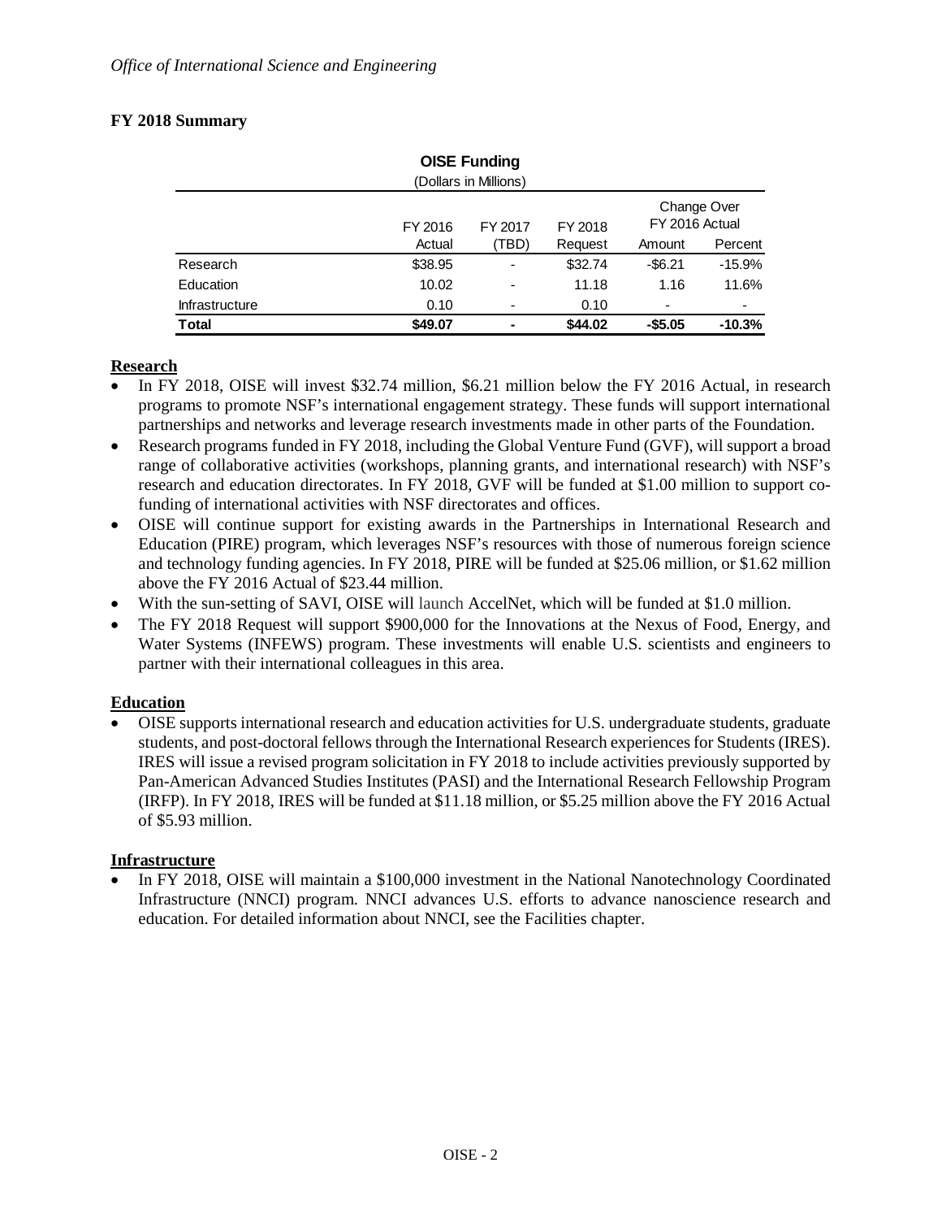## FY 2018 Summary

**OISE Funding**
(Dollars in Millions)

| | FY 2016 Actual | FY 2017 (TBD) | FY 2018 Request | Change Over FY 2016 Actual | |
|---|---|---|---|---|---|
| | | | | Amount | Percent |
| Research | $38.95 | - | $32.74 | -$6.21 | -15.9% |
| Education | 10.02 | - | 11.18 | 1.16 | 11.6% |
| Infrastructure | 0.10 | - | 0.10 | - | - |
| **Total** | **$49.07** | **-** | **$44.02** | **-$5.05** | **-10.3%** |

### Research

- In FY 2018, OISE will invest $32.74 million, $6.21 million below the FY 2016 Actual, in research programs to promote NSF's international engagement strategy. These funds will support international partnerships and networks and leverage research investments made in other parts of the Foundation.
- Research programs funded in FY 2018, including the Global Venture Fund (GVF), will support a broad range of collaborative activities (workshops, planning grants, and international research) with NSF's research and education directorates. In FY 2018, GVF will be funded at $1.00 million to support co-funding of international activities with NSF directorates and offices.
- OISE will continue support for existing awards in the Partnerships in International Research and Education (PIRE) program, which leverages NSF's resources with those of numerous foreign science and technology funding agencies. In FY 2018, PIRE will be funded at $25.06 million, or $1.62 million above the FY 2016 Actual of $23.44 million.
- With the sun-setting of SAVI, OISE will launch AccelNet, which will be funded at $1.0 million.
- The FY 2018 Request will support $900,000 for the Innovations at the Nexus of Food, Energy, and Water Systems (INFEWS) program. These investments will enable U.S. scientists and engineers to partner with their international colleagues in this area.

### Education

- OISE supports international research and education activities for U.S. undergraduate students, graduate students, and post-doctoral fellows through the International Research experiences for Students (IRES). IRES will issue a revised program solicitation in FY 2018 to include activities previously supported by Pan-American Advanced Studies Institutes (PASI) and the International Research Fellowship Program (IRFP). In FY 2018, IRES will be funded at $11.18 million, or $5.25 million above the FY 2016 Actual of $5.93 million.

### Infrastructure

- In FY 2018, OISE will maintain a $100,000 investment in the National Nanotechnology Coordinated Infrastructure (NNCI) program. NNCI advances U.S. efforts to advance nanoscience research and education. For detailed information about NNCI, see the Facilities chapter.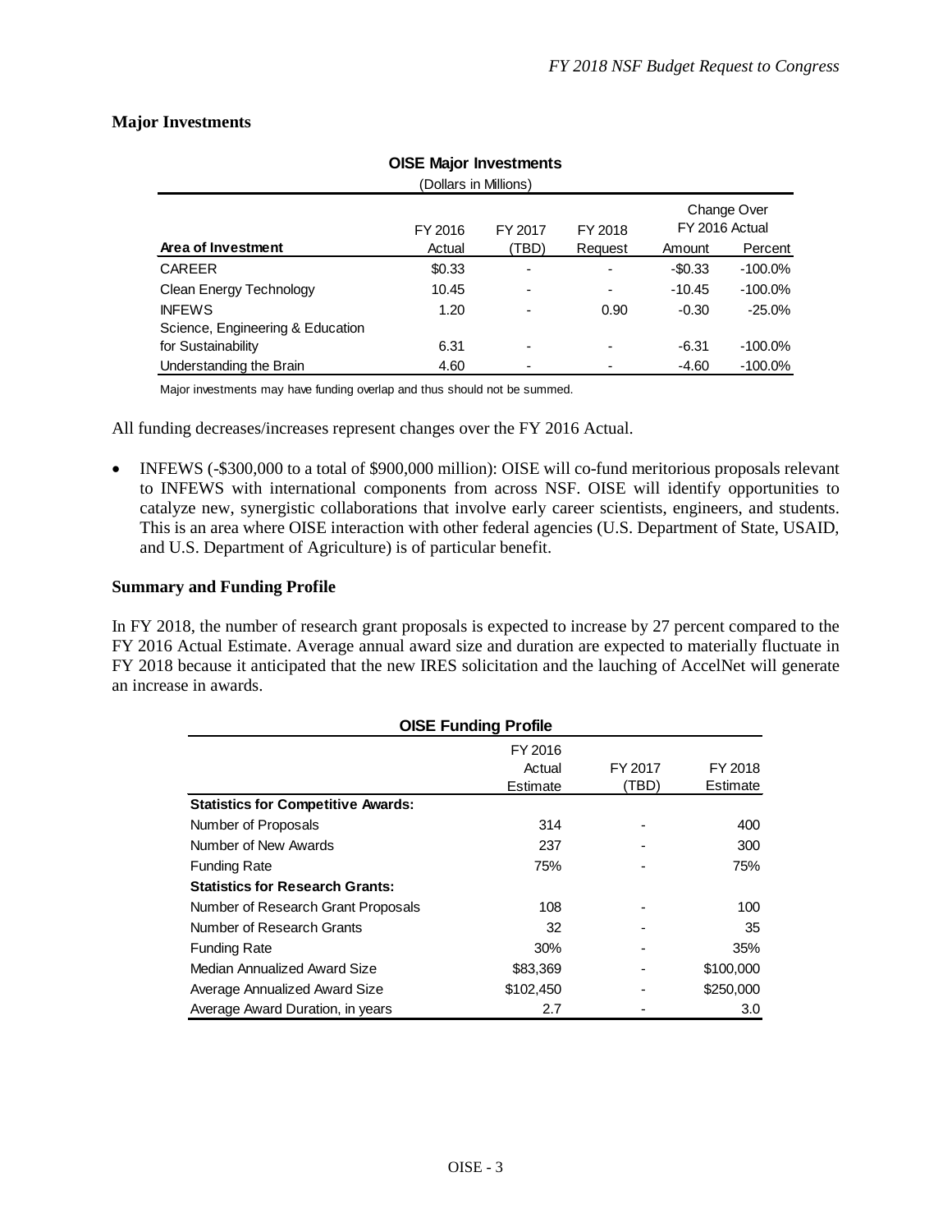## Major Investments

**OISE Major Investments**

(Dollars in Millions)

| Area of Investment | FY 2016 Actual | FY 2017 (TBD) | FY 2018 Request | Change Over FY 2016 Actual Amount | Change Over FY 2016 Actual Percent |
|---|---|---|---|---|---|
| CAREER | $0.33 | - | - | -$0.33 | -100.0% |
| Clean Energy Technology | 10.45 | - | - | -10.45 | -100.0% |
| INFEWS | 1.20 | - | 0.90 | -0.30 | -25.0% |
| Science, Engineering & Education for Sustainability | 6.31 | - | - | -6.31 | -100.0% |
| Understanding the Brain | 4.60 | - | - | -4.60 | -100.0% |

Major investments may have funding overlap and thus should not be summed.

All funding decreases/increases represent changes over the FY 2016 Actual.

- INFEWS (-$300,000 to a total of $900,000 million): OISE will co-fund meritorious proposals relevant to INFEWS with international components from across NSF. OISE will identify opportunities to catalyze new, synergistic collaborations that involve early career scientists, engineers, and students. This is an area where OISE interaction with other federal agencies (U.S. Department of State, USAID, and U.S. Department of Agriculture) is of particular benefit.

## Summary and Funding Profile

In FY 2018, the number of research grant proposals is expected to increase by 27 percent compared to the FY 2016 Actual Estimate. Average annual award size and duration are expected to materially fluctuate in FY 2018 because it anticipated that the new IRES solicitation and the lauching of AccelNet will generate an increase in awards.

**OISE Funding Profile**

| | FY 2016 Actual Estimate | FY 2017 (TBD) | FY 2018 Estimate |
|---|---|---|---|
| **Statistics for Competitive Awards:** | | | |
| Number of Proposals | 314 | - | 400 |
| Number of New Awards | 237 | - | 300 |
| Funding Rate | 75% | - | 75% |
| **Statistics for Research Grants:** | | | |
| Number of Research Grant Proposals | 108 | - | 100 |
| Number of Research Grants | 32 | - | 35 |
| Funding Rate | 30% | - | 35% |
| Median Annualized Award Size | $83,369 | - | $100,000 |
| Average Annualized Award Size | $102,450 | - | $250,000 |
| Average Award Duration, in years | 2.7 | - | 3.0 |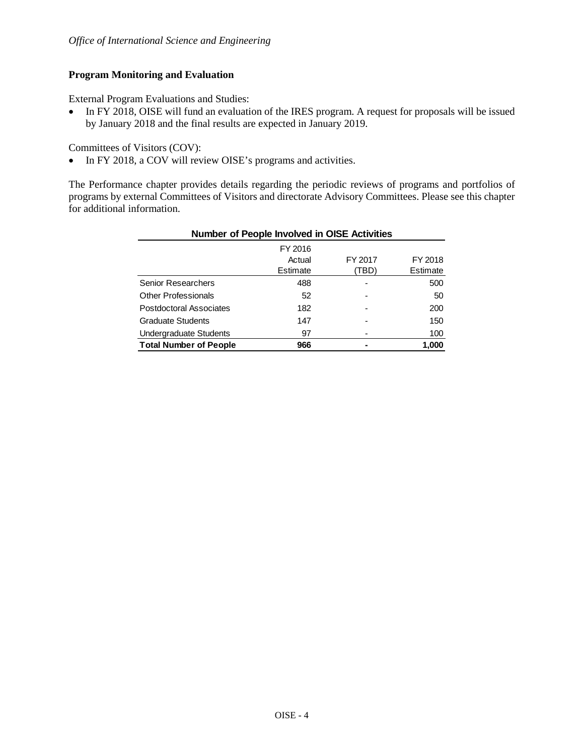### Program Monitoring and Evaluation

External Program Evaluations and Studies:

- In FY 2018, OISE will fund an evaluation of the IRES program. A request for proposals will be issued by January 2018 and the final results are expected in January 2019.

Committees of Visitors (COV):

- In FY 2018, a COV will review OISE's programs and activities.

The Performance chapter provides details regarding the periodic reviews of programs and portfolios of programs by external Committees of Visitors and directorate Advisory Committees. Please see this chapter for additional information.

**Number of People Involved in OISE Activities**

| | FY 2016 Actual Estimate | FY 2017 (TBD) | FY 2018 Estimate |
|---|---|---|---|
| Senior Researchers | 488 | - | 500 |
| Other Professionals | 52 | - | 50 |
| Postdoctoral Associates | 182 | - | 200 |
| Graduate Students | 147 | - | 150 |
| Undergraduate Students | 97 | - | 100 |
| **Total Number of People** | **966** | **-** | **1,000** |